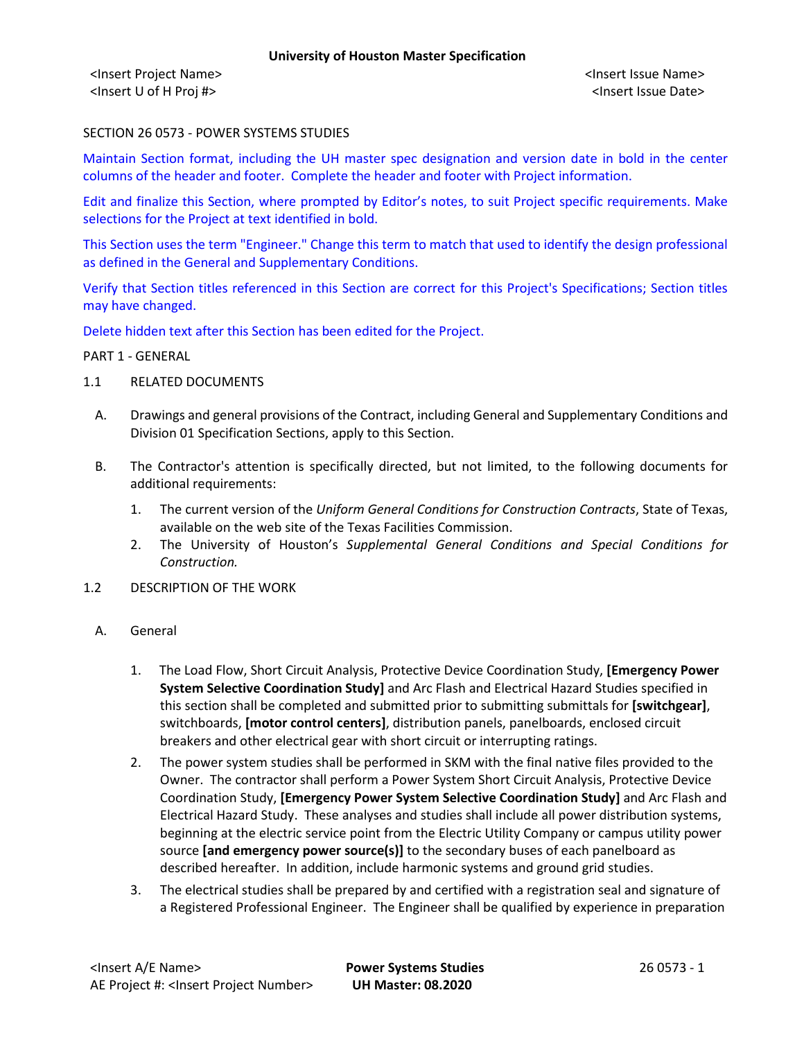SECTION 26 0573 - POWER SYSTEMS STUDIES

Maintain Section format, including the UH master spec designation and version date in bold in the center columns of the header and footer. Complete the header and footer with Project information.

Edit and finalize this Section, where prompted by Editor's notes, to suit Project specific requirements. Make selections for the Project at text identified in bold.

This Section uses the term "Engineer." Change this term to match that used to identify the design professional as defined in the General and Supplementary Conditions.

Verify that Section titles referenced in this Section are correct for this Project's Specifications; Section titles may have changed.

Delete hidden text after this Section has been edited for the Project.

PART 1 - GENERAL

1.1 RELATED DOCUMENTS

A. Drawings and general provisions of the Contract, including General and Supplementary Conditions and Division 01 Specification Sections, apply to this Section.

B. The Contractor's attention is specifically directed, but not limited, to the following documents for additional requirements:

1. The current version of the *Uniform General Conditions for Construction Contracts*, State of Texas, available on the web site of the Texas Facilities Commission.
2. The University of Houston's *Supplemental General Conditions and Special Conditions for Construction.*

1.2 DESCRIPTION OF THE WORK

A. General

1. The Load Flow, Short Circuit Analysis, Protective Device Coordination Study, **[Emergency Power System Selective Coordination Study]** and Arc Flash and Electrical Hazard Studies specified in this section shall be completed and submitted prior to submitting submittals for **[switchgear]**, switchboards, **[motor control centers]**, distribution panels, panelboards, enclosed circuit breakers and other electrical gear with short circuit or interrupting ratings.
2. The power system studies shall be performed in SKM with the final native files provided to the Owner. The contractor shall perform a Power System Short Circuit Analysis, Protective Device Coordination Study, **[Emergency Power System Selective Coordination Study]** and Arc Flash and Electrical Hazard Study. These analyses and studies shall include all power distribution systems, beginning at the electric service point from the Electric Utility Company or campus utility power source **[and emergency power source(s)]** to the secondary buses of each panelboard as described hereafter. In addition, include harmonic systems and ground grid studies.
3. The electrical studies shall be prepared by and certified with a registration seal and signature of a Registered Professional Engineer. The Engineer shall be qualified by experience in preparation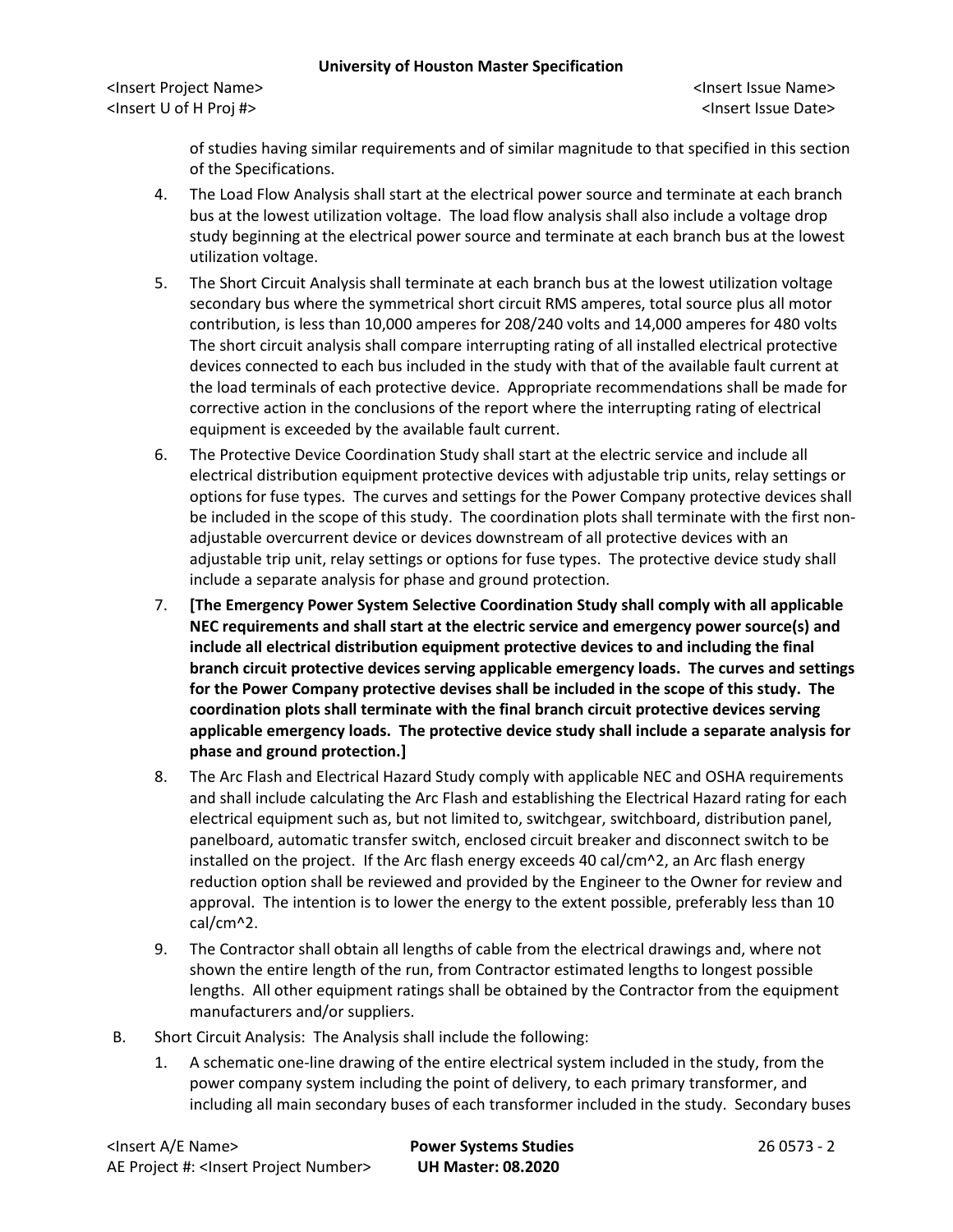of studies having similar requirements and of similar magnitude to that specified in this section of the Specifications.

4. The Load Flow Analysis shall start at the electrical power source and terminate at each branch bus at the lowest utilization voltage. The load flow analysis shall also include a voltage drop study beginning at the electrical power source and terminate at each branch bus at the lowest utilization voltage.

5. The Short Circuit Analysis shall terminate at each branch bus at the lowest utilization voltage secondary bus where the symmetrical short circuit RMS amperes, total source plus all motor contribution, is less than 10,000 amperes for 208/240 volts and 14,000 amperes for 480 volts The short circuit analysis shall compare interrupting rating of all installed electrical protective devices connected to each bus included in the study with that of the available fault current at the load terminals of each protective device. Appropriate recommendations shall be made for corrective action in the conclusions of the report where the interrupting rating of electrical equipment is exceeded by the available fault current.

6. The Protective Device Coordination Study shall start at the electric service and include all electrical distribution equipment protective devices with adjustable trip units, relay settings or options for fuse types. The curves and settings for the Power Company protective devices shall be included in the scope of this study. The coordination plots shall terminate with the first non-adjustable overcurrent device or devices downstream of all protective devices with an adjustable trip unit, relay settings or options for fuse types. The protective device study shall include a separate analysis for phase and ground protection.

7. **[The Emergency Power System Selective Coordination Study shall comply with all applicable NEC requirements and shall start at the electric service and emergency power source(s) and include all electrical distribution equipment protective devices to and including the final branch circuit protective devices serving applicable emergency loads. The curves and settings for the Power Company protective devises shall be included in the scope of this study. The coordination plots shall terminate with the final branch circuit protective devices serving applicable emergency loads. The protective device study shall include a separate analysis for phase and ground protection.]**

8. The Arc Flash and Electrical Hazard Study comply with applicable NEC and OSHA requirements and shall include calculating the Arc Flash and establishing the Electrical Hazard rating for each electrical equipment such as, but not limited to, switchgear, switchboard, distribution panel, panelboard, automatic transfer switch, enclosed circuit breaker and disconnect switch to be installed on the project. If the Arc flash energy exceeds 40 cal/cm^2, an Arc flash energy reduction option shall be reviewed and provided by the Engineer to the Owner for review and approval. The intention is to lower the energy to the extent possible, preferably less than 10 cal/cm^2.

9. The Contractor shall obtain all lengths of cable from the electrical drawings and, where not shown the entire length of the run, from Contractor estimated lengths to longest possible lengths. All other equipment ratings shall be obtained by the Contractor from the equipment manufacturers and/or suppliers.

B. Short Circuit Analysis: The Analysis shall include the following:

1. A schematic one-line drawing of the entire electrical system included in the study, from the power company system including the point of delivery, to each primary transformer, and including all main secondary buses of each transformer included in the study. Secondary buses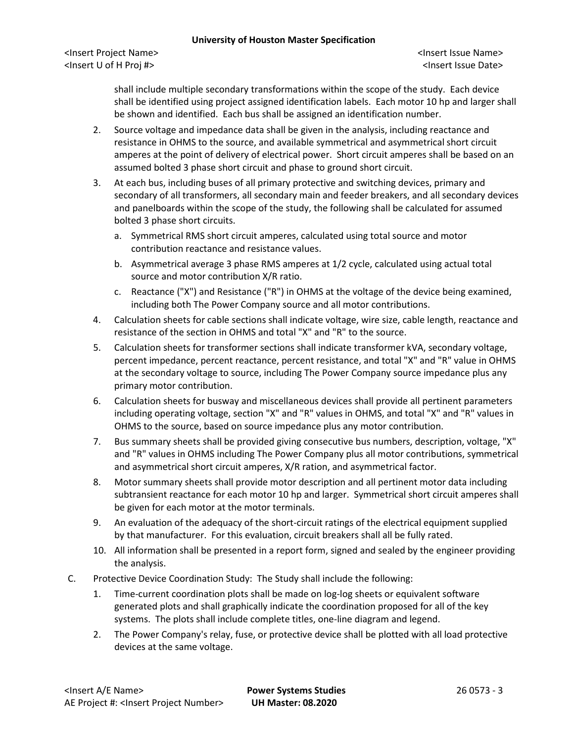shall include multiple secondary transformations within the scope of the study. Each device shall be identified using project assigned identification labels. Each motor 10 hp and larger shall be shown and identified. Each bus shall be assigned an identification number.

2. Source voltage and impedance data shall be given in the analysis, including reactance and resistance in OHMS to the source, and available symmetrical and asymmetrical short circuit amperes at the point of delivery of electrical power. Short circuit amperes shall be based on an assumed bolted 3 phase short circuit and phase to ground short circuit.

3. At each bus, including buses of all primary protective and switching devices, primary and secondary of all transformers, all secondary main and feeder breakers, and all secondary devices and panelboards within the scope of the study, the following shall be calculated for assumed bolted 3 phase short circuits.

   a. Symmetrical RMS short circuit amperes, calculated using total source and motor contribution reactance and resistance values.

   b. Asymmetrical average 3 phase RMS amperes at 1/2 cycle, calculated using actual total source and motor contribution X/R ratio.

   c. Reactance ("X") and Resistance ("R") in OHMS at the voltage of the device being examined, including both The Power Company source and all motor contributions.

4. Calculation sheets for cable sections shall indicate voltage, wire size, cable length, reactance and resistance of the section in OHMS and total "X" and "R" to the source.

5. Calculation sheets for transformer sections shall indicate transformer kVA, secondary voltage, percent impedance, percent reactance, percent resistance, and total "X" and "R" value in OHMS at the secondary voltage to source, including The Power Company source impedance plus any primary motor contribution.

6. Calculation sheets for busway and miscellaneous devices shall provide all pertinent parameters including operating voltage, section "X" and "R" values in OHMS, and total "X" and "R" values in OHMS to the source, based on source impedance plus any motor contribution.

7. Bus summary sheets shall be provided giving consecutive bus numbers, description, voltage, "X" and "R" values in OHMS including The Power Company plus all motor contributions, symmetrical and asymmetrical short circuit amperes, X/R ration, and asymmetrical factor.

8. Motor summary sheets shall provide motor description and all pertinent motor data including subtransient reactance for each motor 10 hp and larger. Symmetrical short circuit amperes shall be given for each motor at the motor terminals.

9. An evaluation of the adequacy of the short-circuit ratings of the electrical equipment supplied by that manufacturer. For this evaluation, circuit breakers shall all be fully rated.

10. All information shall be presented in a report form, signed and sealed by the engineer providing the analysis.

C. Protective Device Coordination Study: The Study shall include the following:

1. Time-current coordination plots shall be made on log-log sheets or equivalent software generated plots and shall graphically indicate the coordination proposed for all of the key systems. The plots shall include complete titles, one-line diagram and legend.

2. The Power Company's relay, fuse, or protective device shall be plotted with all load protective devices at the same voltage.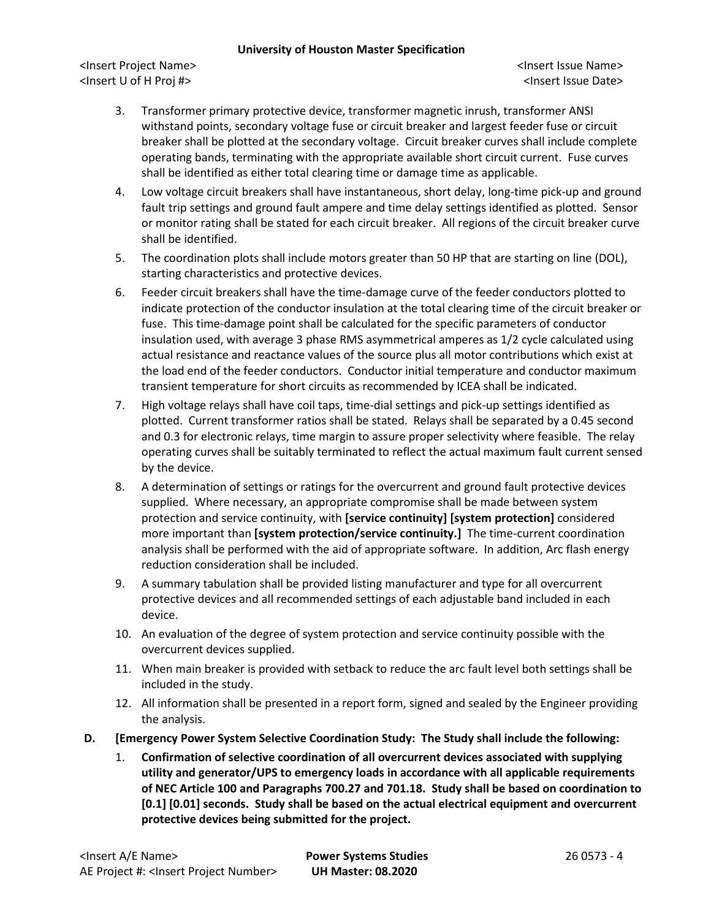3. Transformer primary protective device, transformer magnetic inrush, transformer ANSI withstand points, secondary voltage fuse or circuit breaker and largest feeder fuse or circuit breaker shall be plotted at the secondary voltage. Circuit breaker curves shall include complete operating bands, terminating with the appropriate available short circuit current. Fuse curves shall be identified as either total clearing time or damage time as applicable.
4. Low voltage circuit breakers shall have instantaneous, short delay, long-time pick-up and ground fault trip settings and ground fault ampere and time delay settings identified as plotted. Sensor or monitor rating shall be stated for each circuit breaker. All regions of the circuit breaker curve shall be identified.
5. The coordination plots shall include motors greater than 50 HP that are starting on line (DOL), starting characteristics and protective devices.
6. Feeder circuit breakers shall have the time-damage curve of the feeder conductors plotted to indicate protection of the conductor insulation at the total clearing time of the circuit breaker or fuse. This time-damage point shall be calculated for the specific parameters of conductor insulation used, with average 3 phase RMS asymmetrical amperes as 1/2 cycle calculated using actual resistance and reactance values of the source plus all motor contributions which exist at the load end of the feeder conductors. Conductor initial temperature and conductor maximum transient temperature for short circuits as recommended by ICEA shall be indicated.
7. High voltage relays shall have coil taps, time-dial settings and pick-up settings identified as plotted. Current transformer ratios shall be stated. Relays shall be separated by a 0.45 second and 0.3 for electronic relays, time margin to assure proper selectivity where feasible. The relay operating curves shall be suitably terminated to reflect the actual maximum fault current sensed by the device.
8. A determination of settings or ratings for the overcurrent and ground fault protective devices supplied. Where necessary, an appropriate compromise shall be made between system protection and service continuity, with **[service continuity] [system protection]** considered more important than **[system protection/service continuity.]** The time-current coordination analysis shall be performed with the aid of appropriate software. In addition, Arc flash energy reduction consideration shall be included.
9. A summary tabulation shall be provided listing manufacturer and type for all overcurrent protective devices and all recommended settings of each adjustable band included in each device.
10. An evaluation of the degree of system protection and service continuity possible with the overcurrent devices supplied.
11. When main breaker is provided with setback to reduce the arc fault level both settings shall be included in the study.
12. All information shall be presented in a report form, signed and sealed by the Engineer providing the analysis.

D. **[Emergency Power System Selective Coordination Study: The Study shall include the following:**

1. **Confirmation of selective coordination of all overcurrent devices associated with supplying utility and generator/UPS to emergency loads in accordance with all applicable requirements of NEC Article 100 and Paragraphs 700.27 and 701.18. Study shall be based on coordination to [0.1] [0.01] seconds. Study shall be based on the actual electrical equipment and overcurrent protective devices being submitted for the project.**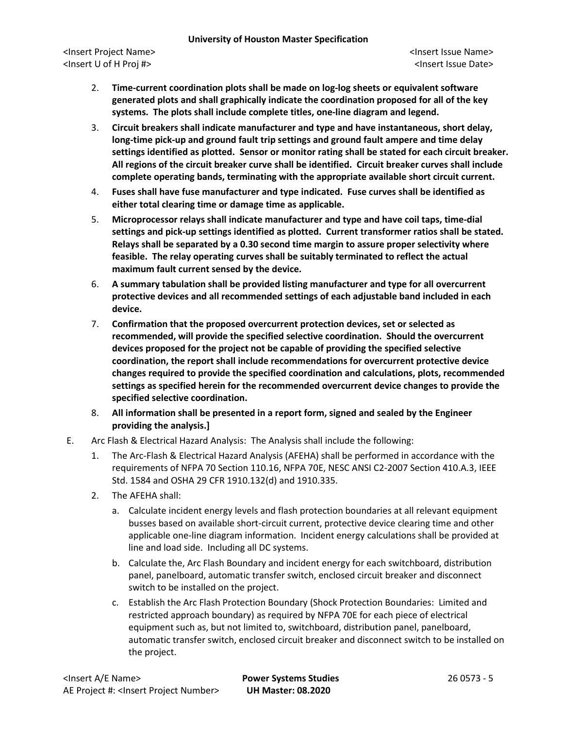2. **Time-current coordination plots shall be made on log-log sheets or equivalent software generated plots and shall graphically indicate the coordination proposed for all of the key systems. The plots shall include complete titles, one-line diagram and legend.**
3. **Circuit breakers shall indicate manufacturer and type and have instantaneous, short delay, long-time pick-up and ground fault trip settings and ground fault ampere and time delay settings identified as plotted. Sensor or monitor rating shall be stated for each circuit breaker. All regions of the circuit breaker curve shall be identified. Circuit breaker curves shall include complete operating bands, terminating with the appropriate available short circuit current.**
4. **Fuses shall have fuse manufacturer and type indicated. Fuse curves shall be identified as either total clearing time or damage time as applicable.**
5. **Microprocessor relays shall indicate manufacturer and type and have coil taps, time-dial settings and pick-up settings identified as plotted. Current transformer ratios shall be stated. Relays shall be separated by a 0.30 second time margin to assure proper selectivity where feasible. The relay operating curves shall be suitably terminated to reflect the actual maximum fault current sensed by the device.**
6. **A summary tabulation shall be provided listing manufacturer and type for all overcurrent protective devices and all recommended settings of each adjustable band included in each device.**
7. **Confirmation that the proposed overcurrent protection devices, set or selected as recommended, will provide the specified selective coordination. Should the overcurrent devices proposed for the project not be capable of providing the specified selective coordination, the report shall include recommendations for overcurrent protective device changes required to provide the specified coordination and calculations, plots, recommended settings as specified herein for the recommended overcurrent device changes to provide the specified selective coordination.**
8. **All information shall be presented in a report form, signed and sealed by the Engineer providing the analysis.]**

E. Arc Flash & Electrical Hazard Analysis: The Analysis shall include the following:

1. The Arc-Flash & Electrical Hazard Analysis (AFEHA) shall be performed in accordance with the requirements of NFPA 70 Section 110.16, NFPA 70E, NESC ANSI C2-2007 Section 410.A.3, IEEE Std. 1584 and OSHA 29 CFR 1910.132(d) and 1910.335.
2. The AFEHA shall:
   a. Calculate incident energy levels and flash protection boundaries at all relevant equipment busses based on available short-circuit current, protective device clearing time and other applicable one-line diagram information. Incident energy calculations shall be provided at line and load side. Including all DC systems.
   b. Calculate the, Arc Flash Boundary and incident energy for each switchboard, distribution panel, panelboard, automatic transfer switch, enclosed circuit breaker and disconnect switch to be installed on the project.
   c. Establish the Arc Flash Protection Boundary (Shock Protection Boundaries: Limited and restricted approach boundary) as required by NFPA 70E for each piece of electrical equipment such as, but not limited to, switchboard, distribution panel, panelboard, automatic transfer switch, enclosed circuit breaker and disconnect switch to be installed on the project.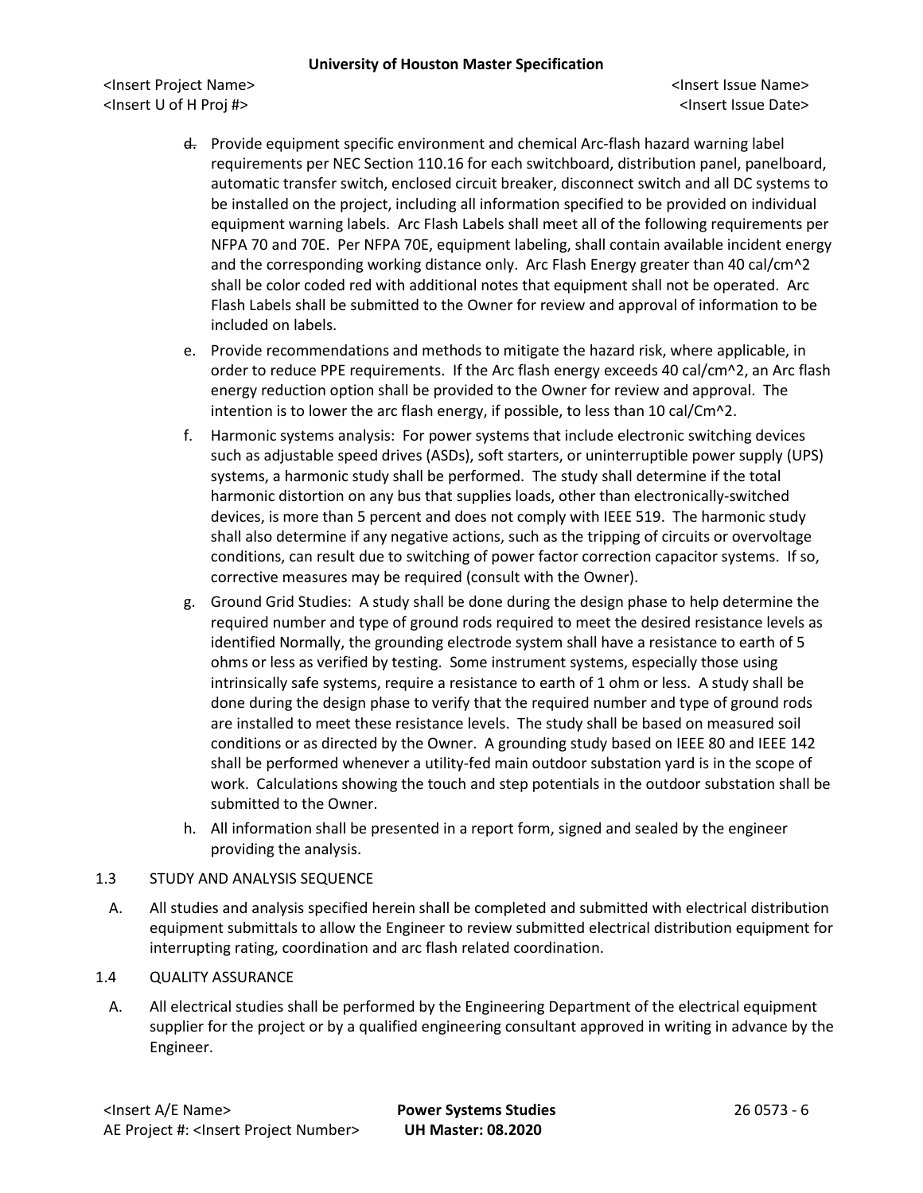d. Provide equipment specific environment and chemical Arc-flash hazard warning label requirements per NEC Section 110.16 for each switchboard, distribution panel, panelboard, automatic transfer switch, enclosed circuit breaker, disconnect switch and all DC systems to be installed on the project, including all information specified to be provided on individual equipment warning labels. Arc Flash Labels shall meet all of the following requirements per NFPA 70 and 70E. Per NFPA 70E, equipment labeling, shall contain available incident energy and the corresponding working distance only. Arc Flash Energy greater than 40 cal/cm^2 shall be color coded red with additional notes that equipment shall not be operated. Arc Flash Labels shall be submitted to the Owner for review and approval of information to be included on labels.

e. Provide recommendations and methods to mitigate the hazard risk, where applicable, in order to reduce PPE requirements. If the Arc flash energy exceeds 40 cal/cm^2, an Arc flash energy reduction option shall be provided to the Owner for review and approval. The intention is to lower the arc flash energy, if possible, to less than 10 cal/Cm^2.

f. Harmonic systems analysis: For power systems that include electronic switching devices such as adjustable speed drives (ASDs), soft starters, or uninterruptible power supply (UPS) systems, a harmonic study shall be performed. The study shall determine if the total harmonic distortion on any bus that supplies loads, other than electronically-switched devices, is more than 5 percent and does not comply with IEEE 519. The harmonic study shall also determine if any negative actions, such as the tripping of circuits or overvoltage conditions, can result due to switching of power factor correction capacitor systems. If so, corrective measures may be required (consult with the Owner).

g. Ground Grid Studies: A study shall be done during the design phase to help determine the required number and type of ground rods required to meet the desired resistance levels as identified Normally, the grounding electrode system shall have a resistance to earth of 5 ohms or less as verified by testing. Some instrument systems, especially those using intrinsically safe systems, require a resistance to earth of 1 ohm or less. A study shall be done during the design phase to verify that the required number and type of ground rods are installed to meet these resistance levels. The study shall be based on measured soil conditions or as directed by the Owner. A grounding study based on IEEE 80 and IEEE 142 shall be performed whenever a utility-fed main outdoor substation yard is in the scope of work. Calculations showing the touch and step potentials in the outdoor substation shall be submitted to the Owner.

h. All information shall be presented in a report form, signed and sealed by the engineer providing the analysis.

## 1.3 STUDY AND ANALYSIS SEQUENCE

A. All studies and analysis specified herein shall be completed and submitted with electrical distribution equipment submittals to allow the Engineer to review submitted electrical distribution equipment for interrupting rating, coordination and arc flash related coordination.

## 1.4 QUALITY ASSURANCE

A. All electrical studies shall be performed by the Engineering Department of the electrical equipment supplier for the project or by a qualified engineering consultant approved in writing in advance by the Engineer.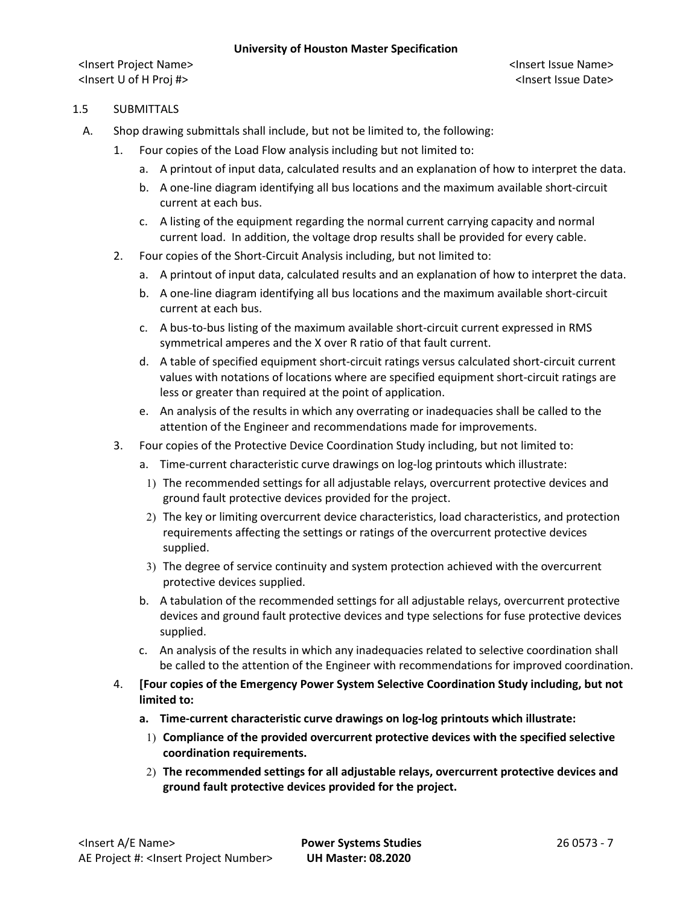## 1.5 SUBMITTALS

A. Shop drawing submittals shall include, but not be limited to, the following:

1. Four copies of the Load Flow analysis including but not limited to:
   a. A printout of input data, calculated results and an explanation of how to interpret the data.
   b. A one-line diagram identifying all bus locations and the maximum available short-circuit current at each bus.
   c. A listing of the equipment regarding the normal current carrying capacity and normal current load. In addition, the voltage drop results shall be provided for every cable.
2. Four copies of the Short-Circuit Analysis including, but not limited to:
   a. A printout of input data, calculated results and an explanation of how to interpret the data.
   b. A one-line diagram identifying all bus locations and the maximum available short-circuit current at each bus.
   c. A bus-to-bus listing of the maximum available short-circuit current expressed in RMS symmetrical amperes and the X over R ratio of that fault current.
   d. A table of specified equipment short-circuit ratings versus calculated short-circuit current values with notations of locations where are specified equipment short-circuit ratings are less or greater than required at the point of application.
   e. An analysis of the results in which any overrating or inadequacies shall be called to the attention of the Engineer and recommendations made for improvements.
3. Four copies of the Protective Device Coordination Study including, but not limited to:
   a. Time-current characteristic curve drawings on log-log printouts which illustrate:
      1) The recommended settings for all adjustable relays, overcurrent protective devices and ground fault protective devices provided for the project.
      2) The key or limiting overcurrent device characteristics, load characteristics, and protection requirements affecting the settings or ratings of the overcurrent protective devices supplied.
      3) The degree of service continuity and system protection achieved with the overcurrent protective devices supplied.
   b. A tabulation of the recommended settings for all adjustable relays, overcurrent protective devices and ground fault protective devices and type selections for fuse protective devices supplied.
   c. An analysis of the results in which any inadequacies related to selective coordination shall be called to the attention of the Engineer with recommendations for improved coordination.
4. **[Four copies of the Emergency Power System Selective Coordination Study including, but not limited to:**
   **a. Time-current characteristic curve drawings on log-log printouts which illustrate:**
      **1) Compliance of the provided overcurrent protective devices with the specified selective coordination requirements.**
      **2) The recommended settings for all adjustable relays, overcurrent protective devices and ground fault protective devices provided for the project.**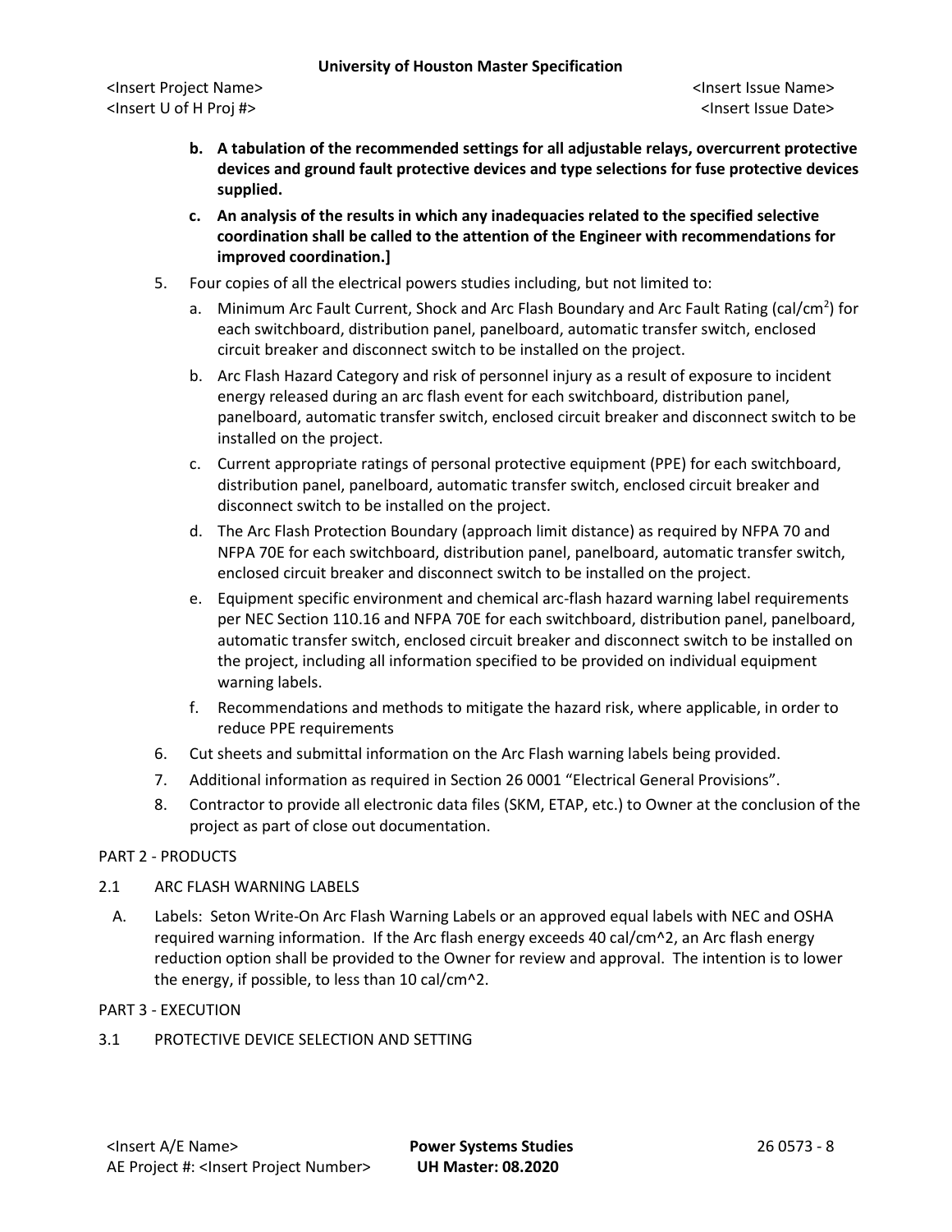**b. A tabulation of the recommended settings for all adjustable relays, overcurrent protective devices and ground fault protective devices and type selections for fuse protective devices supplied.**

**c. An analysis of the results in which any inadequacies related to the specified selective coordination shall be called to the attention of the Engineer with recommendations for improved coordination.]**

5. Four copies of all the electrical powers studies including, but not limited to:
   a. Minimum Arc Fault Current, Shock and Arc Flash Boundary and Arc Fault Rating (cal/cm$^2$) for each switchboard, distribution panel, panelboard, automatic transfer switch, enclosed circuit breaker and disconnect switch to be installed on the project.
   b. Arc Flash Hazard Category and risk of personnel injury as a result of exposure to incident energy released during an arc flash event for each switchboard, distribution panel, panelboard, automatic transfer switch, enclosed circuit breaker and disconnect switch to be installed on the project.
   c. Current appropriate ratings of personal protective equipment (PPE) for each switchboard, distribution panel, panelboard, automatic transfer switch, enclosed circuit breaker and disconnect switch to be installed on the project.
   d. The Arc Flash Protection Boundary (approach limit distance) as required by NFPA 70 and NFPA 70E for each switchboard, distribution panel, panelboard, automatic transfer switch, enclosed circuit breaker and disconnect switch to be installed on the project.
   e. Equipment specific environment and chemical arc-flash hazard warning label requirements per NEC Section 110.16 and NFPA 70E for each switchboard, distribution panel, panelboard, automatic transfer switch, enclosed circuit breaker and disconnect switch to be installed on the project, including all information specified to be provided on individual equipment warning labels.
   f. Recommendations and methods to mitigate the hazard risk, where applicable, in order to reduce PPE requirements
6. Cut sheets and submittal information on the Arc Flash warning labels being provided.
7. Additional information as required in Section 26 0001 "Electrical General Provisions".
8. Contractor to provide all electronic data files (SKM, ETAP, etc.) to Owner at the conclusion of the project as part of close out documentation.

## PART 2 - PRODUCTS

### 2.1 ARC FLASH WARNING LABELS

A. Labels: Seton Write-On Arc Flash Warning Labels or an approved equal labels with NEC and OSHA required warning information. If the Arc flash energy exceeds 40 cal/cm^2, an Arc flash energy reduction option shall be provided to the Owner for review and approval. The intention is to lower the energy, if possible, to less than 10 cal/cm^2.

## PART 3 - EXECUTION

### 3.1 PROTECTIVE DEVICE SELECTION AND SETTING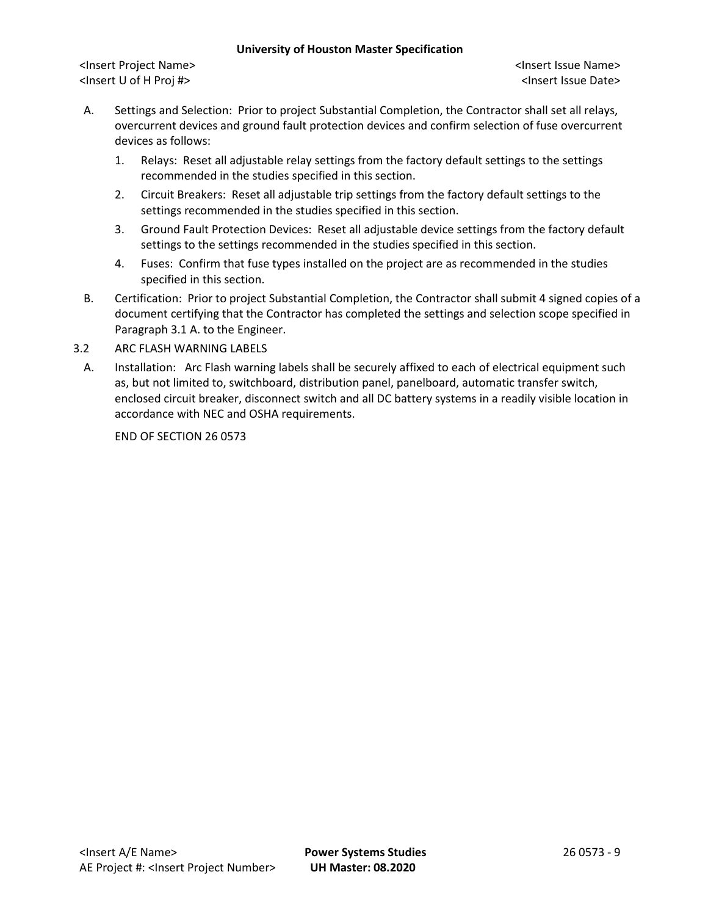A. Settings and Selection: Prior to project Substantial Completion, the Contractor shall set all relays, overcurrent devices and ground fault protection devices and confirm selection of fuse overcurrent devices as follows:

   1. Relays: Reset all adjustable relay settings from the factory default settings to the settings recommended in the studies specified in this section.
   2. Circuit Breakers: Reset all adjustable trip settings from the factory default settings to the settings recommended in the studies specified in this section.
   3. Ground Fault Protection Devices: Reset all adjustable device settings from the factory default settings to the settings recommended in the studies specified in this section.
   4. Fuses: Confirm that fuse types installed on the project are as recommended in the studies specified in this section.

B. Certification: Prior to project Substantial Completion, the Contractor shall submit 4 signed copies of a document certifying that the Contractor has completed the settings and selection scope specified in Paragraph 3.1 A. to the Engineer.

3.2 ARC FLASH WARNING LABELS

A. Installation: Arc Flash warning labels shall be securely affixed to each of electrical equipment such as, but not limited to, switchboard, distribution panel, panelboard, automatic transfer switch, enclosed circuit breaker, disconnect switch and all DC battery systems in a readily visible location in accordance with NEC and OSHA requirements.

END OF SECTION 26 0573